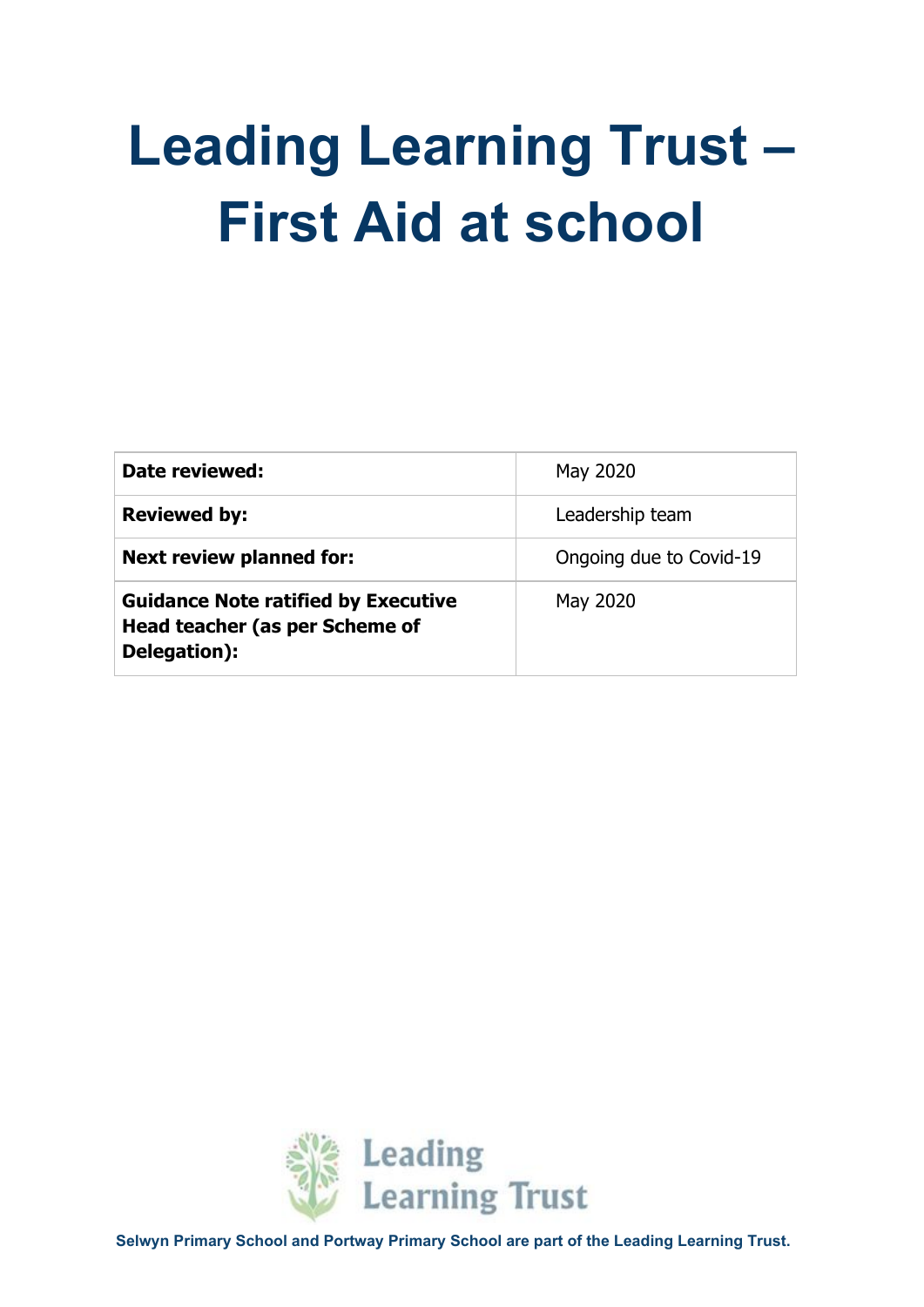# Leading Learning Trust – First Aid at school

| | |
|---|---|
| **Date reviewed:** | May 2020 |
| **Reviewed by:** | Leadership team |
| **Next review planned for:** | Ongoing due to Covid-19 |
| **Guidance Note ratified by Executive Head teacher (as per Scheme of Delegation):** | May 2020 |

Leading Learning Trust

**Selwyn Primary School and Portway Primary School are part of the Leading Learning Trust.**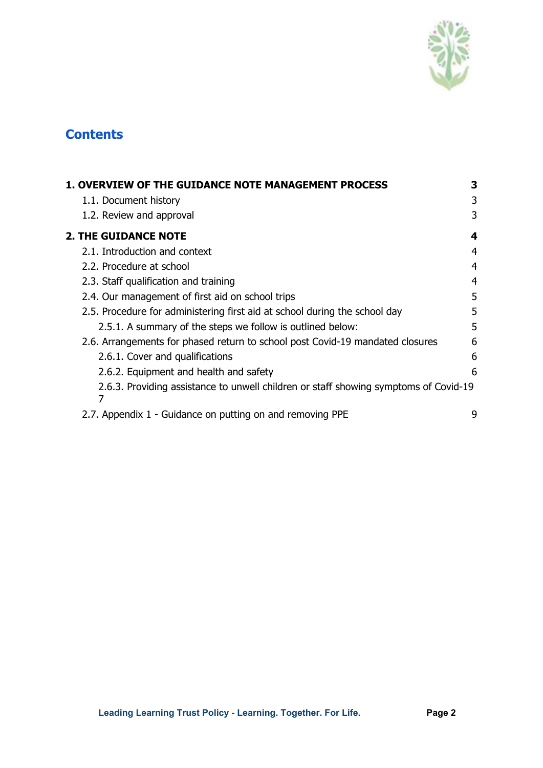# Contents

| | |
|---|---|
| **1. OVERVIEW OF THE GUIDANCE NOTE MANAGEMENT PROCESS** | **3** |
| 1.1. Document history | 3 |
| 1.2. Review and approval | 3 |
| **2. THE GUIDANCE NOTE** | **4** |
| 2.1. Introduction and context | 4 |
| 2.2. Procedure at school | 4 |
| 2.3. Staff qualification and training | 4 |
| 2.4. Our management of first aid on school trips | 5 |
| 2.5. Procedure for administering first aid at school during the school day | 5 |
| 2.5.1. A summary of the steps we follow is outlined below: | 5 |
| 2.6. Arrangements for phased return to school post Covid-19 mandated closures | 6 |
| 2.6.1. Cover and qualifications | 6 |
| 2.6.2. Equipment and health and safety | 6 |
| 2.6.3. Providing assistance to unwell children or staff showing symptoms of Covid-19 | 7 |
| 2.7. Appendix 1 - Guidance on putting on and removing PPE | 9 |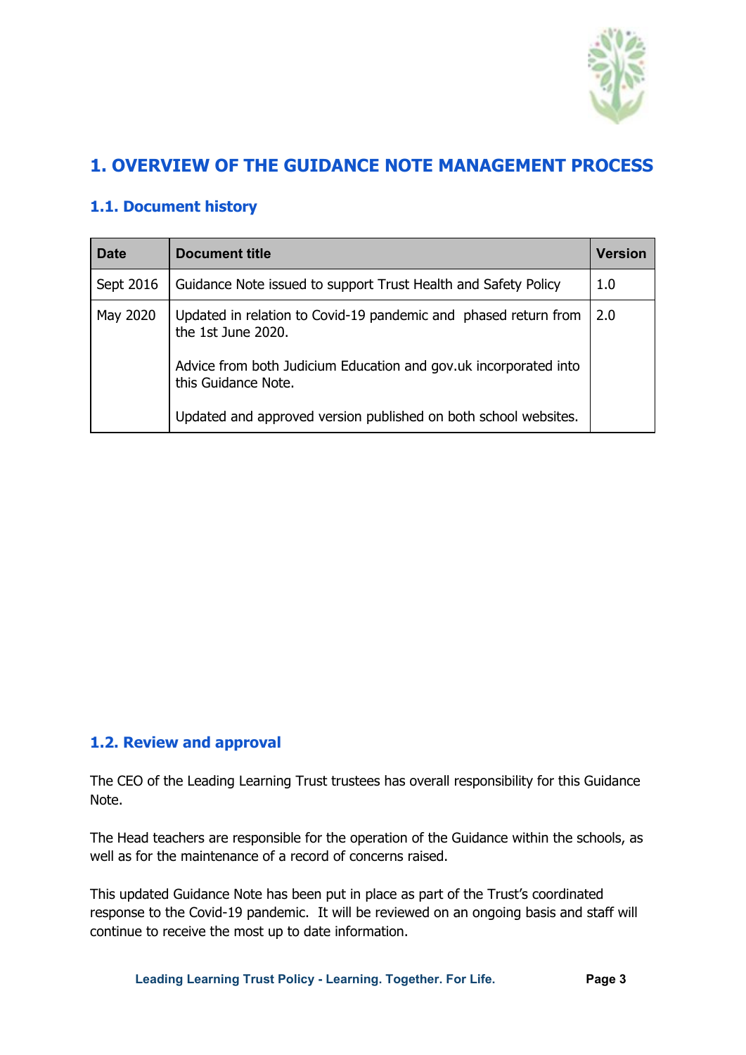# 1. OVERVIEW OF THE GUIDANCE NOTE MANAGEMENT PROCESS

## 1.1. Document history

| Date | Document title | Version |
|---|---|---|
| Sept 2016 | Guidance Note issued to support Trust Health and Safety Policy | 1.0 |
| May 2020 | Updated in relation to Covid-19 pandemic and phased return from the 1st June 2020.<br><br>Advice from both Judicium Education and gov.uk incorporated into this Guidance Note.<br><br>Updated and approved version published on both school websites. | 2.0 |

## 1.2. Review and approval

The CEO of the Leading Learning Trust trustees has overall responsibility for this Guidance Note.

The Head teachers are responsible for the operation of the Guidance within the schools, as well as for the maintenance of a record of concerns raised.

This updated Guidance Note has been put in place as part of the Trust's coordinated response to the Covid-19 pandemic. It will be reviewed on an ongoing basis and staff will continue to receive the most up to date information.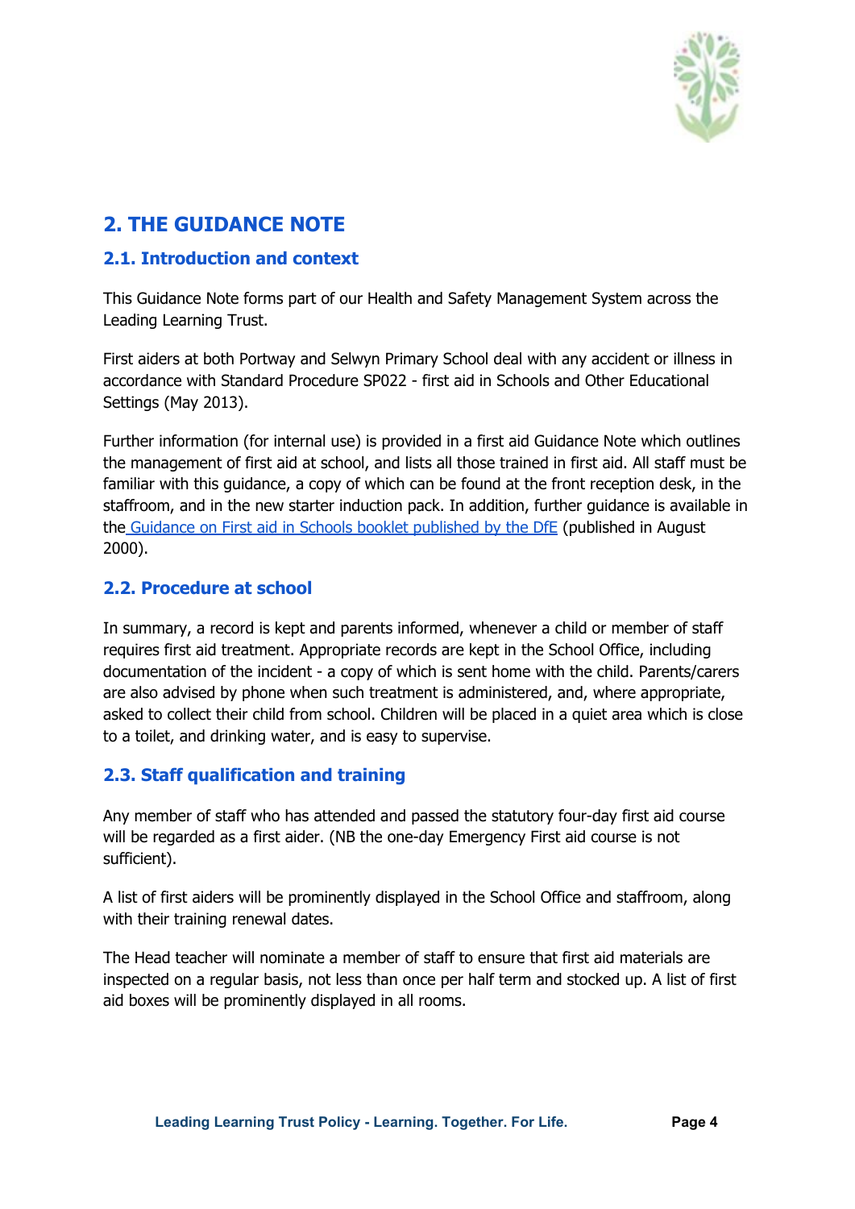## 2. THE GUIDANCE NOTE

### 2.1. Introduction and context

This Guidance Note forms part of our Health and Safety Management System across the Leading Learning Trust.

First aiders at both Portway and Selwyn Primary School deal with any accident or illness in accordance with Standard Procedure SP022 - first aid in Schools and Other Educational Settings (May 2013).

Further information (for internal use) is provided in a first aid Guidance Note which outlines the management of first aid at school, and lists all those trained in first aid. All staff must be familiar with this guidance, a copy of which can be found at the front reception desk, in the staffroom, and in the new starter induction pack. In addition, further guidance is available in the Guidance on First aid in Schools booklet published by the DfE (published in August 2000).

### 2.2. Procedure at school

In summary, a record is kept and parents informed, whenever a child or member of staff requires first aid treatment. Appropriate records are kept in the School Office, including documentation of the incident - a copy of which is sent home with the child. Parents/carers are also advised by phone when such treatment is administered, and, where appropriate, asked to collect their child from school. Children will be placed in a quiet area which is close to a toilet, and drinking water, and is easy to supervise.

### 2.3. Staff qualification and training

Any member of staff who has attended and passed the statutory four-day first aid course will be regarded as a first aider. (NB the one-day Emergency First aid course is not sufficient).

A list of first aiders will be prominently displayed in the School Office and staffroom, along with their training renewal dates.

The Head teacher will nominate a member of staff to ensure that first aid materials are inspected on a regular basis, not less than once per half term and stocked up. A list of first aid boxes will be prominently displayed in all rooms.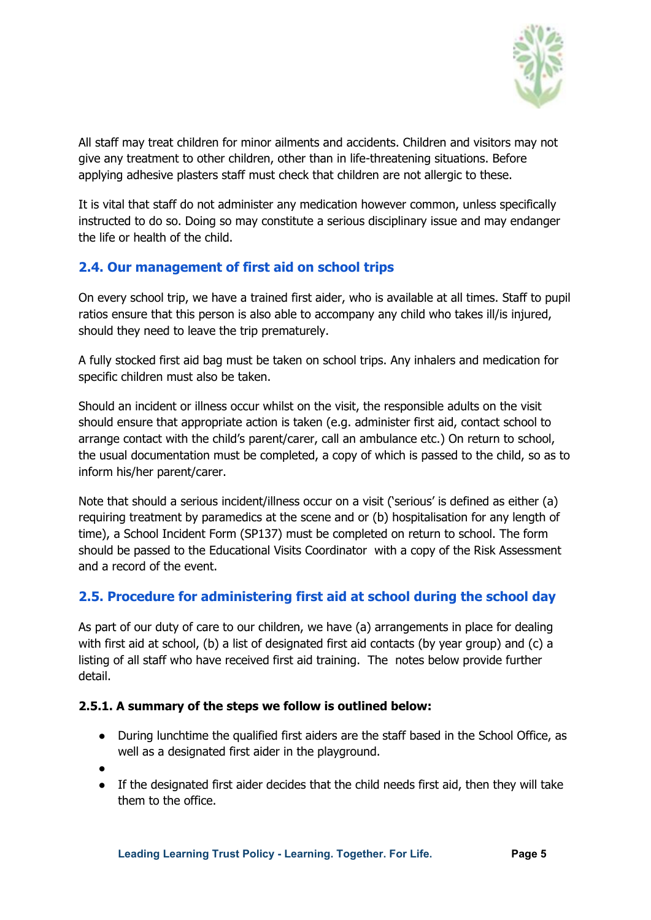All staff may treat children for minor ailments and accidents. Children and visitors may not give any treatment to other children, other than in life-threatening situations. Before applying adhesive plasters staff must check that children are not allergic to these.

It is vital that staff do not administer any medication however common, unless specifically instructed to do so. Doing so may constitute a serious disciplinary issue and may endanger the life or health of the child.

### 2.4. Our management of first aid on school trips

On every school trip, we have a trained first aider, who is available at all times. Staff to pupil ratios ensure that this person is also able to accompany any child who takes ill/is injured, should they need to leave the trip prematurely.

A fully stocked first aid bag must be taken on school trips. Any inhalers and medication for specific children must also be taken.

Should an incident or illness occur whilst on the visit, the responsible adults on the visit should ensure that appropriate action is taken (e.g. administer first aid, contact school to arrange contact with the child's parent/carer, call an ambulance etc.) On return to school, the usual documentation must be completed, a copy of which is passed to the child, so as to inform his/her parent/carer.

Note that should a serious incident/illness occur on a visit ('serious' is defined as either (a) requiring treatment by paramedics at the scene and or (b) hospitalisation for any length of time), a School Incident Form (SP137) must be completed on return to school. The form should be passed to the Educational Visits Coordinator with a copy of the Risk Assessment and a record of the event.

### 2.5. Procedure for administering first aid at school during the school day

As part of our duty of care to our children, we have (a) arrangements in place for dealing with first aid at school, (b) a list of designated first aid contacts (by year group) and (c) a listing of all staff who have received first aid training. The notes below provide further detail.

#### 2.5.1. A summary of the steps we follow is outlined below:

- During lunchtime the qualified first aiders are the staff based in the School Office, as well as a designated first aider in the playground.
- 
- If the designated first aider decides that the child needs first aid, then they will take them to the office.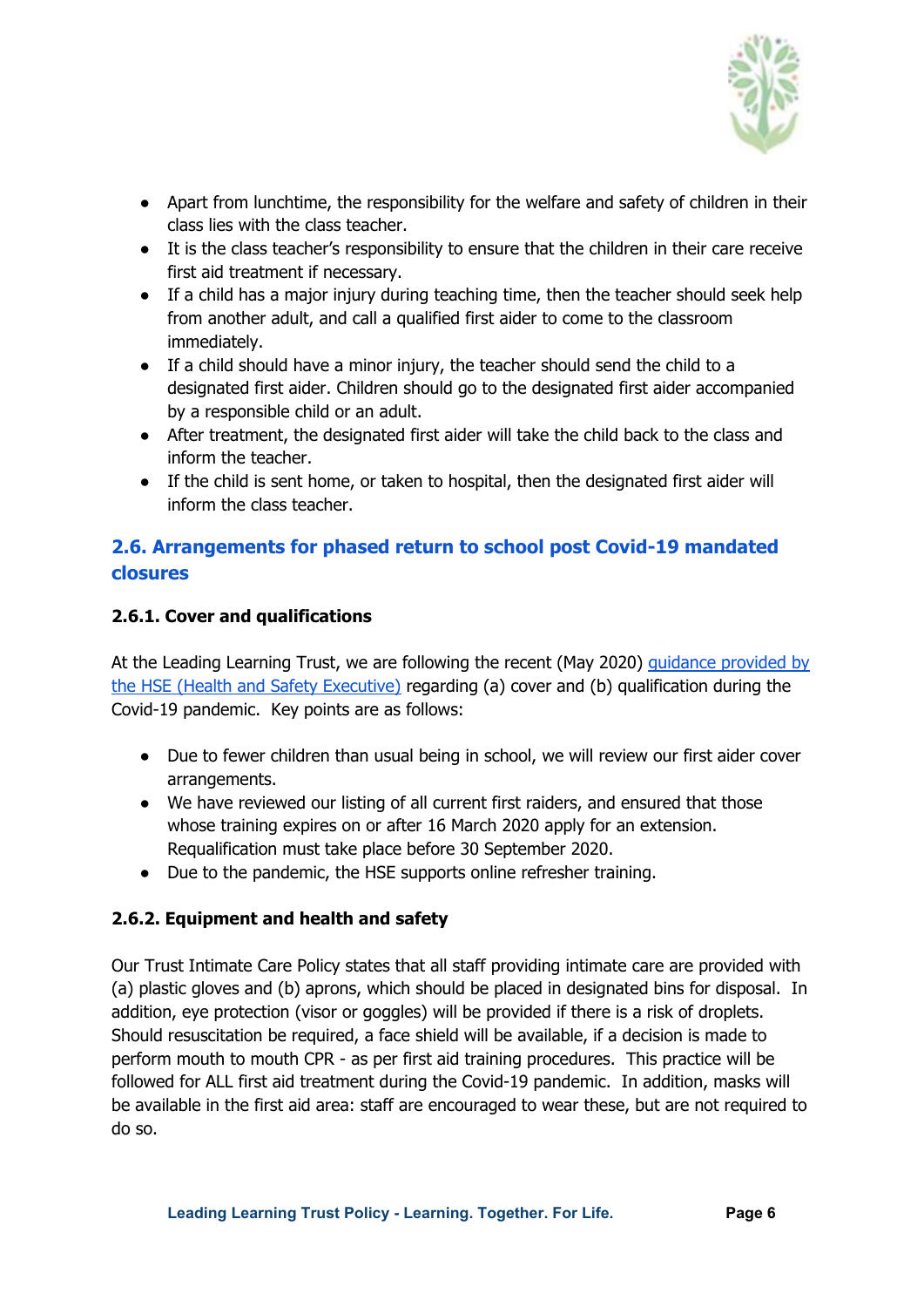- Apart from lunchtime, the responsibility for the welfare and safety of children in their class lies with the class teacher.
- It is the class teacher's responsibility to ensure that the children in their care receive first aid treatment if necessary.
- If a child has a major injury during teaching time, then the teacher should seek help from another adult, and call a qualified first aider to come to the classroom immediately.
- If a child should have a minor injury, the teacher should send the child to a designated first aider. Children should go to the designated first aider accompanied by a responsible child or an adult.
- After treatment, the designated first aider will take the child back to the class and inform the teacher.
- If the child is sent home, or taken to hospital, then the designated first aider will inform the class teacher.

## 2.6. Arrangements for phased return to school post Covid-19 mandated closures

### 2.6.1. Cover and qualifications

At the Leading Learning Trust, we are following the recent (May 2020) [guidance provided by the HSE (Health and Safety Executive)]() regarding (a) cover and (b) qualification during the Covid-19 pandemic. Key points are as follows:

- Due to fewer children than usual being in school, we will review our first aider cover arrangements.
- We have reviewed our listing of all current first raiders, and ensured that those whose training expires on or after 16 March 2020 apply for an extension. Requalification must take place before 30 September 2020.
- Due to the pandemic, the HSE supports online refresher training.

### 2.6.2. Equipment and health and safety

Our Trust Intimate Care Policy states that all staff providing intimate care are provided with (a) plastic gloves and (b) aprons, which should be placed in designated bins for disposal. In addition, eye protection (visor or goggles) will be provided if there is a risk of droplets. Should resuscitation be required, a face shield will be available, if a decision is made to perform mouth to mouth CPR - as per first aid training procedures. This practice will be followed for ALL first aid treatment during the Covid-19 pandemic. In addition, masks will be available in the first aid area: staff are encouraged to wear these, but are not required to do so.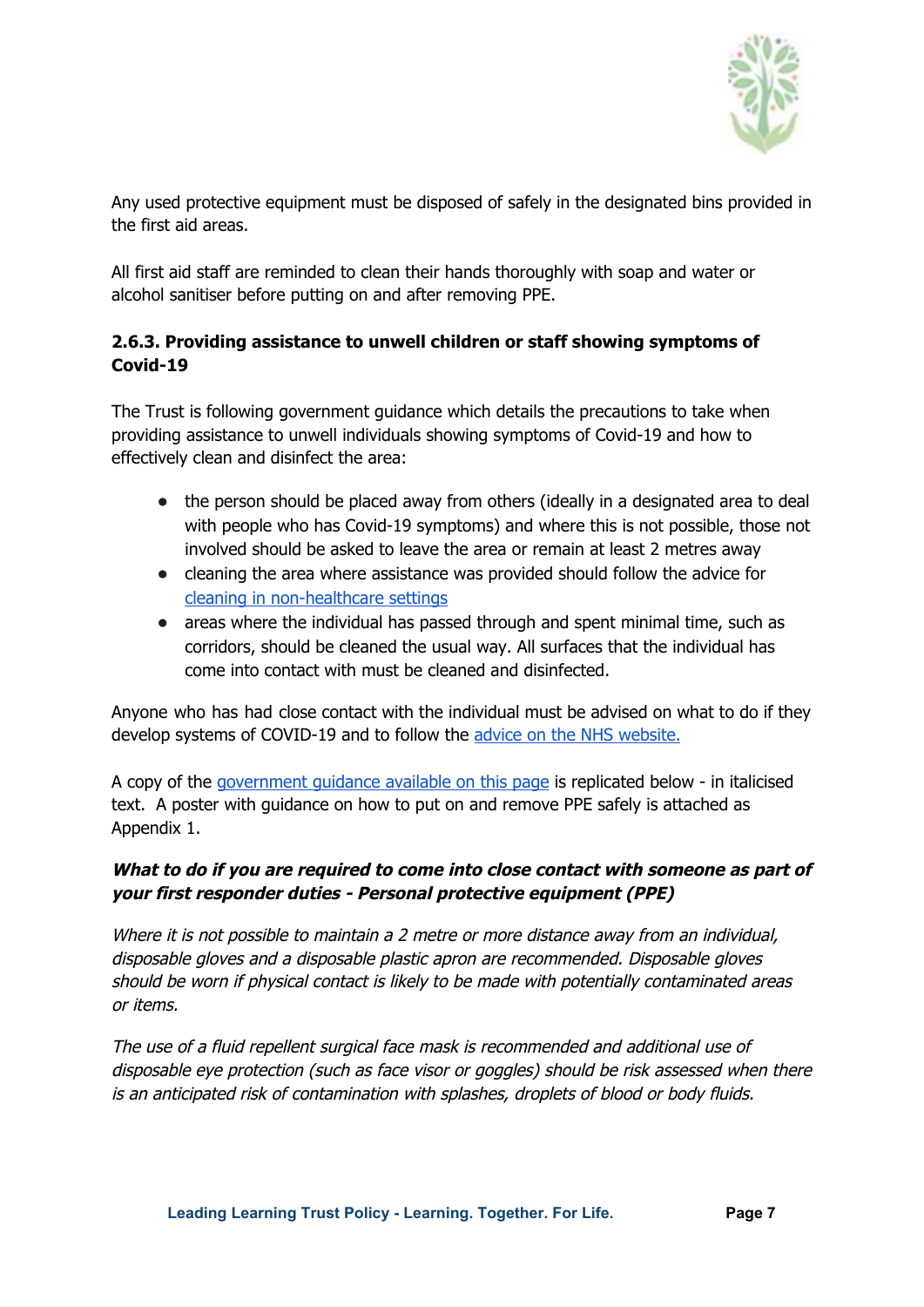Any used protective equipment must be disposed of safely in the designated bins provided in the first aid areas.

All first aid staff are reminded to clean their hands thoroughly with soap and water or alcohol sanitiser before putting on and after removing PPE.

### 2.6.3. Providing assistance to unwell children or staff showing symptoms of Covid-19

The Trust is following government guidance which details the precautions to take when providing assistance to unwell individuals showing symptoms of Covid-19 and how to effectively clean and disinfect the area:

- the person should be placed away from others (ideally in a designated area to deal with people who has Covid-19 symptoms) and where this is not possible, those not involved should be asked to leave the area or remain at least 2 metres away
- cleaning the area where assistance was provided should follow the advice for [cleaning in non-healthcare settings]()
- areas where the individual has passed through and spent minimal time, such as corridors, should be cleaned the usual way. All surfaces that the individual has come into contact with must be cleaned and disinfected.

Anyone who has had close contact with the individual must be advised on what to do if they develop systems of COVID-19 and to follow the [advice on the NHS website.]()

A copy of the [government guidance available on this page]() is replicated below - in italicised text. A poster with guidance on how to put on and remove PPE safely is attached as Appendix 1.

***What to do if you are required to come into close contact with someone as part of your first responder duties - Personal protective equipment (PPE)***

*Where it is not possible to maintain a 2 metre or more distance away from an individual, disposable gloves and a disposable plastic apron are recommended. Disposable gloves should be worn if physical contact is likely to be made with potentially contaminated areas or items.*

*The use of a fluid repellent surgical face mask is recommended and additional use of disposable eye protection (such as face visor or goggles) should be risk assessed when there is an anticipated risk of contamination with splashes, droplets of blood or body fluids.*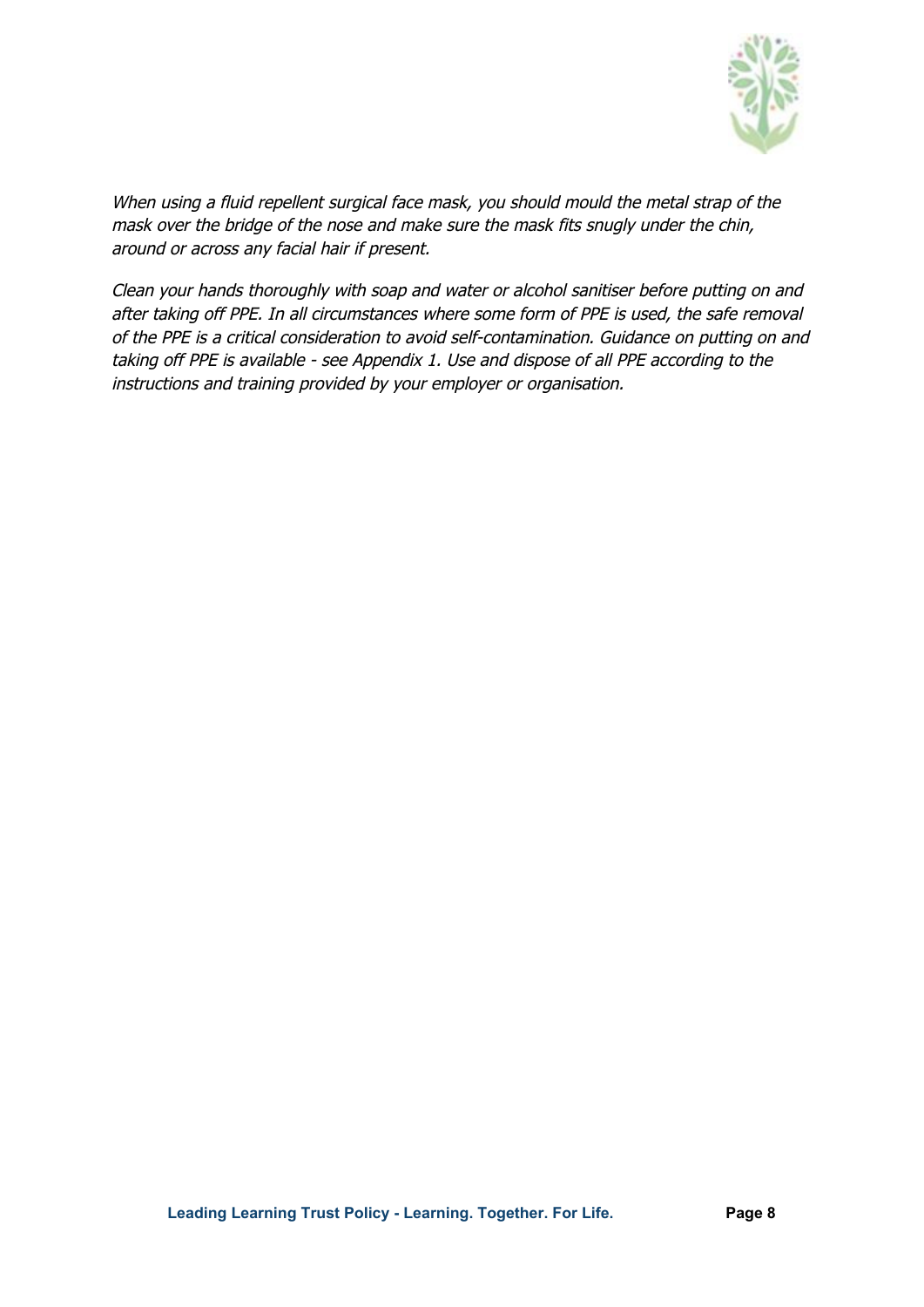*When using a fluid repellent surgical face mask, you should mould the metal strap of the mask over the bridge of the nose and make sure the mask fits snugly under the chin, around or across any facial hair if present.*

*Clean your hands thoroughly with soap and water or alcohol sanitiser before putting on and after taking off PPE. In all circumstances where some form of PPE is used, the safe removal of the PPE is a critical consideration to avoid self-contamination. Guidance on putting on and taking off PPE is available - see Appendix 1. Use and dispose of all PPE according to the instructions and training provided by your employer or organisation.*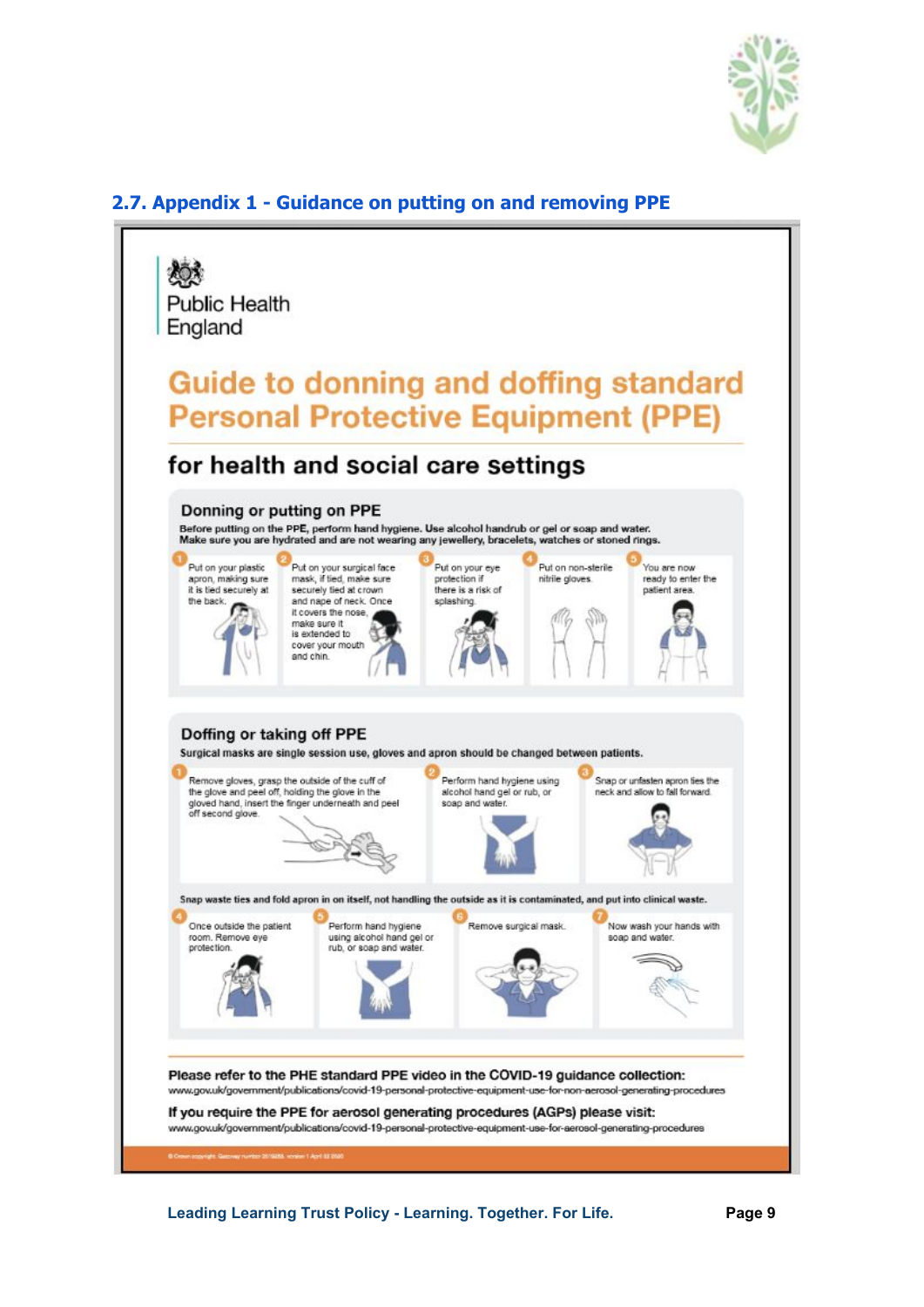## 2.7. Appendix 1 - Guidance on putting on and removing PPE

Public Health England

# Guide to donning and doffing standard Personal Protective Equipment (PPE)

## for health and social care settings

### Donning or putting on PPE

**Before putting on the PPE, perform hand hygiene. Use alcohol handrub or gel or soap and water. Make sure you are hydrated and are not wearing any jewellery, bracelets, watches or stoned rings.**

1. Put on your plastic apron, making sure it is tied securely at the back.
2. Put on your surgical face mask, if tied, make sure securely tied at crown and nape of neck. Once it covers the nose, make sure it is extended to cover your mouth and chin.
3. Put on your eye protection if there is a risk of splashing.
4. Put on non-sterile nitrile gloves.
5. You are now ready to enter the patient area.

### Doffing or taking off PPE

**Surgical masks are single session use, gloves and apron should be changed between patients.**

1. Remove gloves, grasp the outside of the cuff of the glove and peel off, holding the glove in the gloved hand, insert the finger underneath and peel off second glove.
2. Perform hand hygiene using alcohol hand gel or rub, or soap and water.
3. Snap or unfasten apron ties the neck and allow to fall forward.

**Snap waste ties and fold apron in on itself, not handling the outside as it is contaminated, and put into clinical waste.**

4. Once outside the patient room. Remove eye protection.
5. Perform hand hygiene using alcohol hand gel or rub, or soap and water.
6. Remove surgical mask.
7. Now wash your hands with soap and water.

**Please refer to the PHE standard PPE video in the COVID-19 guidance collection:**
www.gov.uk/government/publications/covid-19-personal-protective-equipment-use-for-non-aerosol-generating-procedures

**If you require the PPE for aerosol generating procedures (AGPs) please visit:**
www.gov.uk/government/publications/covid-19-personal-protective-equipment-use-for-aerosol-generating-procedures

© Crown copyright. Gateway number 2019288. version 1 April 2020